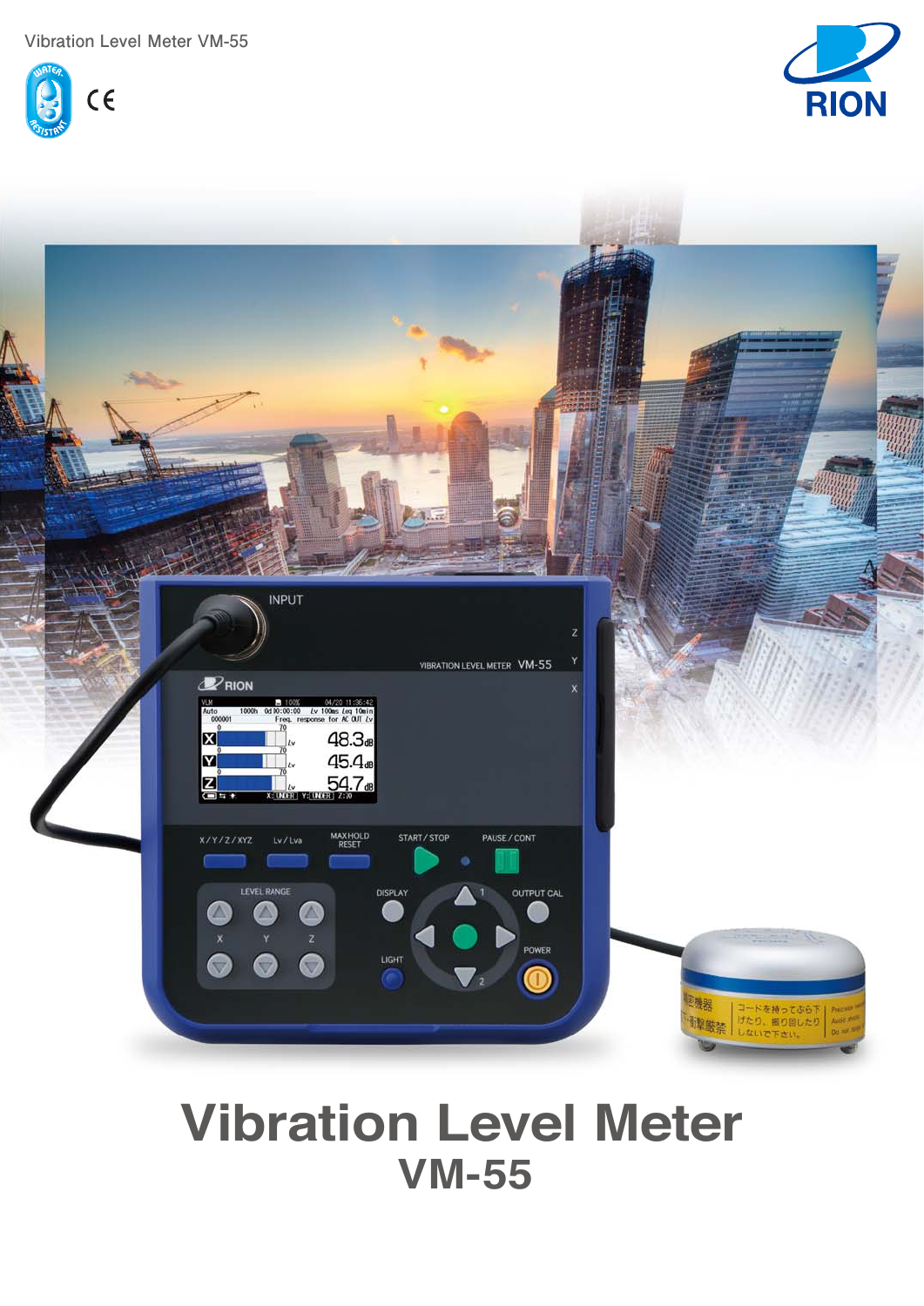Vibration Level Meter VM-55

# Vibration Level Meter

## VM-55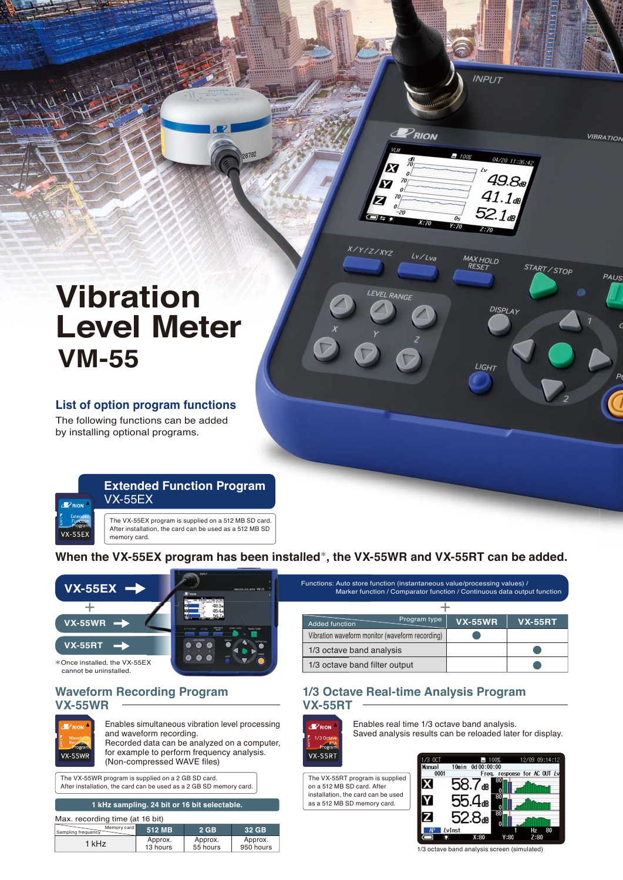# Vibration Level Meter
## VM-55

### List of option program functions

The following functions can be added by installing optional programs.

### Extended Function Program
VX-55EX

The VX-55EX program is supplied on a 512 MB SD card. After installation, the card can be used as a 512 MB SD memory card.

**When the VX-55EX program has been installed*, the VX-55WR and VX-55RT can be added.**

VX-55EX →
+
VX-55WR →
VX-55RT →

*Once installed, the VX-55EX cannot be uninstalled.

Functions: Auto store function (instantaneous value/processing values) / Marker function / Comparator function / Continuous data output function

+

| Added function / Program type | VX-55WR | VX-55RT |
|---|---|---|
| Vibration waveform monitor (waveform recording) | ● | |
| 1/3 octave band analysis | | ● |
| 1/3 octave band filter output | | ● |

### Waveform Recording Program VX-55WR

Enables simultaneous vibration level processing and waveform recording. Recorded data can be analyzed on a computer, for example to perform frequency analysis. (Non-compressed WAVE files)

The VX-55WR program is supplied on a 2 GB SD card. After installation, the card can be used as a 2 GB SD memory card.

**1 kHz sampling. 24 bit or 16 bit selectable.**

Max. recording time (at 16 bit)

| Sampling frequency / Memory card | 512 MB | 2 GB | 32 GB |
|---|---|---|---|
| 1 kHz | Approx. 13 hours | Approx. 55 hours | Approx. 950 hours |

### 1/3 Octave Real-time Analysis Program VX-55RT

Enables real time 1/3 octave band analysis. Saved analysis results can be reloaded later for display.

The VX-55RT program is supplied on a 512 MB SD card. After installation, the card can be used as a 512 MB SD memory card.

1/3 octave band analysis screen (simulated)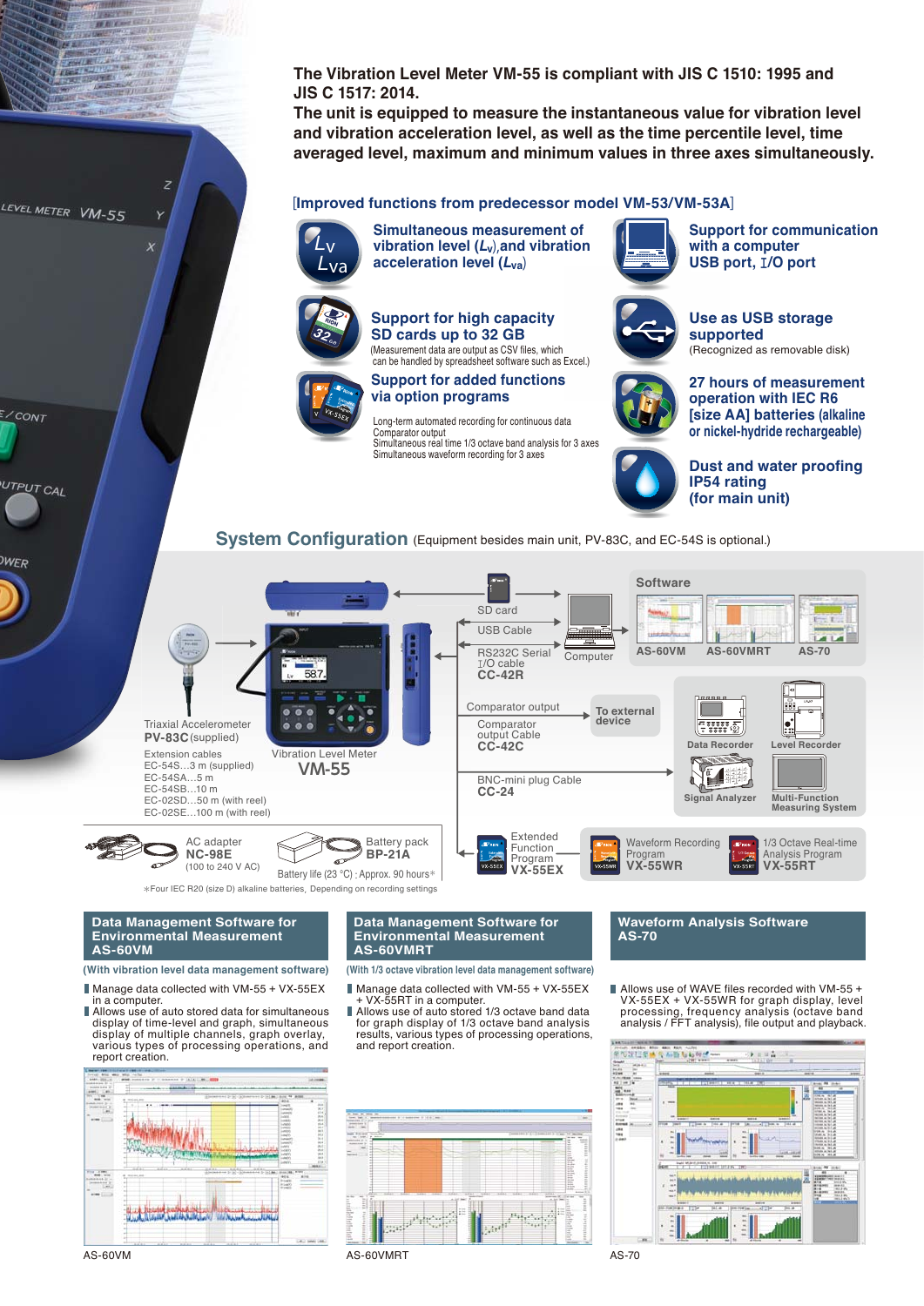**The Vibration Level Meter VM-55 is compliant with JIS C 1510: 1995 and JIS C 1517: 2014.**
**The unit is equipped to measure the instantaneous value for vibration level and vibration acceleration level, as well as the time percentile level, time averaged level, maximum and minimum values in three axes simultaneously.**

## [Improved functions from predecessor model VM-53/VM-53A]

**Simultaneous measurement of vibration level ($L_v$), and vibration acceleration level ($L_{va}$)**

**Support for communication with a computer USB port, I/O port**

**Support for high capacity SD cards up to 32 GB**
(Measurement data are output as CSV files, which can be handled by spreadsheet software such as Excel.)

**Use as USB storage supported**
(Recognized as removable disk)

**Support for added functions via option programs**
Long-term automated recording for continuous data
Comparator output
Simultaneous real time 1/3 octave band analysis for 3 axes
Simultaneous waveform recording for 3 axes

**27 hours of measurement operation with IEC R6 [size AA] batteries (alkaline or nickel-hydride rechargeable)**

**Dust and water proofing IP54 rating (for main unit)**

## System Configuration
(Equipment besides main unit, PV-83C, and EC-54S is optional.)

Triaxial Accelerometer
**PV-83C** (supplied)

Extension cables
EC-54S…3 m (supplied)
EC-54SA…5 m
EC-54SB…10 m
EC-02SD…50 m (with reel)
EC-02SE…100 m (with reel)

Vibration Level Meter
**VM-55**

SD card
USB Cable
RS232C Serial I/O cable
**CC-42R**
Computer

Software
**AS-60VM** **AS-60VMRT** **AS-70**

Comparator output
Comparator output Cable
**CC-42C**
To external device

Data Recorder
Level Recorder
Signal Analyzer
Multi-Function Measuring System

BNC-mini plug Cable
**CC-24**

AC adapter
**NC-98E**
(100 to 240 V AC)

Battery pack
**BP-21A**
Battery life (23 °C) : Approx. 90 hours*

Extended Function Program
**VX-55EX**

Waveform Recording Program
**VX-55WR**

1/3 Octave Real-time Analysis Program
**VX-55RT**

*Four IEC R20 (size D) alkaline batteries, Depending on recording settings

### Data Management Software for Environmental Measurement AS-60VM
**(With vibration level data management software)**

- Manage data collected with VM-55 + VX-55EX in a computer.
- Allows use of auto stored data for simultaneous display of time-level and graph, simultaneous display of multiple channels, graph overlay, various types of processing operations, and report creation.

AS-60VM

### Data Management Software for Environmental Measurement AS-60VMRT
**(With 1/3 octave vibration level data management software)**

- Manage data collected with VM-55 + VX-55EX + VX-55RT in a computer.
- Allows use of auto stored 1/3 octave band data for graph display of 1/3 octave band analysis results, various types of processing operations, and report creation.

AS-60VMRT

### Waveform Analysis Software AS-70

- Allows use of WAVE files recorded with VM-55 + VX-55EX + VX-55WR for graph display, level processing, frequency analysis (octave band analysis / FFT analysis), file output and playback.

AS-70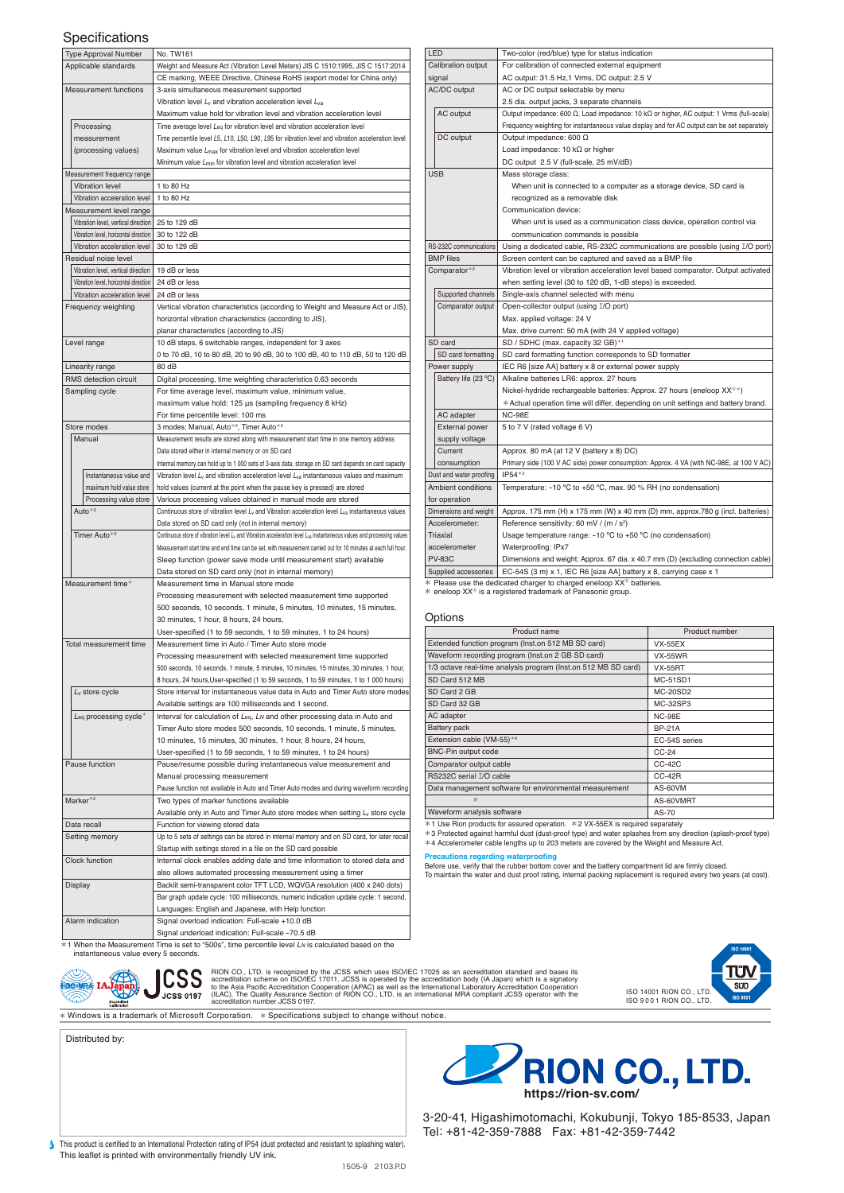## Specifications

| | | |
|---|---|---|
| Type Approval Number | | No. TW161 |
| Applicable standards | | Weight and Measure Act (Vibration Level Meters) JIS C 1510:1995, JIS C 1517:2014 |
| | | CE marking, WEEE Directive, Chinese RoHS (export model for China only) |
| Measurement functions | | 3-axis simultaneous measurement supported |
| | | Vibration level $L_v$ and vibration acceleration level $L_{va}$ |
| | | Maximum value hold for vibration level and vibration acceleration level |
| | Processing measurement (processing values) | Time average level $L_{eq}$ for vibration level and vibration acceleration level |
| | | Time percentile level $L5$, $L10$, $L50$, $L90$, $L95$ for vibration level and vibration acceleration level |
| | | Maximum value $L_{max}$ for vibration level and vibration acceleration level |
| | | Minimum value $L_{min}$ for vibration level and vibration acceleration level |
| Measurement frequency range | | |
| | Vibration level | 1 to 80 Hz |
| | Vibration acceleration level | 1 to 80 Hz |
| Measurement level range | | |
| | Vibration level, vertical direction | 25 to 129 dB |
| | Vibration level, horizontal direction | 30 to 122 dB |
| | Vibration acceleration level | 30 to 129 dB |
| Residual noise level | | |
| | Vibration level, vertical direction | 19 dB or less |
| | Vibration level, horizontal direction | 24 dB or less |
| | Vibration acceleration level | 24 dB or less |
| Frequency weighting | | Vertical vibration characteristics (according to Weight and Measure Act or JIS), horizontal vibration characteristics (according to JIS), planar characteristics (according to JIS) |
| Level range | | 10 dB steps, 6 switchable ranges, independent for 3 axes |
| | | 0 to 70 dB, 10 to 80 dB, 20 to 90 dB, 30 to 100 dB, 40 to 110 dB, 50 to 120 dB |
| Linearity range | | 80 dB |
| RMS detection circuit | | Digital processing, time weighting characteristics 0.63 seconds |
| Sampling cycle | | For time average level, maximum value, minimum value, maximum value hold: 125 µs (sampling frequency 8 kHz) |
| | | For time percentile level: 100 ms |
| Store modes | | 3 modes: Manual, Auto*2, Timer Auto*2 |
| | Manual | Measurement results are stored along with measurement start time in one memory address |
| | | Data stored either in internal memory or on SD card |
| | | Internal memory can hold up to 1 000 sets of 3-axis data, storage on SD card depends on card capacity |
| | Instantaneous value and maximum hold value store | Vibration level $L_v$ and vibration acceleration level $L_{va}$ instantaneous values and maximum hold values (current at the point when the pause key is pressed) are stored |
| | Processing value store | Various processing values obtained in manual mode are stored |
| | Auto*2 | Continuous store of vibration level $L_v$ and Vibration acceleration level $L_{va}$ instantaneous values |
| | | Data stored on SD card only (not in internal memory) |
| | Timer Auto*2 | Continuous store of vibration level $L_v$ and Vibration acceleration level $L_{va}$ instantaneous values and processing values |
| | | Measurement start time and end time can be set, with measurement carried out for 10 minutes at each full hour. |
| | | Sleep function (power save mode until measurement start) available |
| | | Data stored on SD card only (not in internal memory) |
| Measurement time* | | Measurement time in Manual store mode |
| | | Processing measurement with selected measurement time supported |
| | | 500 seconds, 10 seconds, 1 minute, 5 minutes, 10 minutes, 15 minutes, 30 minutes, 1 hour, 8 hours, 24 hours, |
| | | User-specified (1 to 59 seconds, 1 to 59 minutes, 1 to 24 hours) |
| Total measurement time | | Measurement time in Auto / Timer Auto store mode |
| | | Processing measurement with selected measurement time supported |
| | | 500 seconds, 10 seconds, 1 minute, 5 minutes, 10 minutes, 15 minutes, 30 minutes, 1 hour, 8 hours, 24 hours,User-specified (1 to 59 seconds, 1 to 59 minutes, 1 to 1 000 hours) |
| | $L_v$ store cycle | Store interval for instantaneous value data in Auto and Timer Auto store modes |
| | | Available settings are 100 milliseconds and 1 second. |
| | $L_{eq}$ processing cycle* | Interval for calculation of $L_{eq}$, $LN$ and other processing data in Auto and Timer Auto store modes 500 seconds, 10 seconds, 1 minute, 5 minutes, 10 minutes, 15 minutes, 30 minutes, 1 hour, 8 hours, 24 hours, |
| | | User-specified (1 to 59 seconds, 1 to 59 minutes, 1 to 24 hours) |
| Pause function | | Pause/resume possible during instantaneous value measurement and |
| | | Manual processing measurement |
| | | Pause function not available in Auto and Timer Auto modes and during waveform recording |
| Marker*2 | | Two types of marker functions available |
| | | Available only in Auto and Timer Auto store modes when setting $L_v$ store cycle |
| Data recall | | Function for viewing stored data |
| Setting memory | | Up to 5 sets of settings can be stored in internal memory and on SD card, for later recall |
| | | Startup with settings stored in a file on the SD card possible |
| Clock function | | Internal clock enables adding date and time information to stored data and also allows automated processing measurement using a timer |
| Display | | Backlit semi-transparent color TFT LCD, WQVGA resolution (400 x 240 dots) |
| | | Bar graph update cycle: 100 milliseconds, numeric indication update cycle: 1 second, |
| | | Languages: English and Japanese, with Help function |
| Alarm indication | | Signal overload indication: Full-scale +10.0 dB |
| | | Signal underload indication: Full-scale -70.5 dB |

*1 When the Measurement Time is set to "500s", time percentile level $LN$ is calculated based on the instantaneous value every 5 seconds.

| | | |
|---|---|---|
| LED | | Two-color (red/blue) type for status indication |
| Calibration output signal | | For calibration of connected external equipment |
| | | AC output: 31.5 Hz,1 Vrms, DC output: 2.5 V |
| AC/DC output | | AC or DC output selectable by menu |
| | | 2.5 dia. output jacks, 3 separate channels |
| | AC output | Output impedance: 600 Ω, Load impedance: 10 kΩ or higher, AC output: 1 Vrms (full-scale) |
| | | Frequency weighting for instantaneous value display and for AC output can be set separately |
| | DC output | Output impedance: 600 Ω |
| | | Load impedance: 10 kΩ or higher |
| | | DC output 2.5 V (full-scale, 25 mV/dB) |
| USB | | Mass storage class: When unit is connected to a computer as a storage device, SD card is recognized as a removable disk |
| | | Communication device: When unit is used as a communication class device, operation control via communication commands is possible |
| RS-232C communications | | Using a dedicated cable, RS-232C communications are possible (using I/O port) |
| BMP files | | Screen content can be captured and saved as a BMP file |
| Comparator*2 | | Vibration level or vibration acceleration level based comparator. Output activated when setting level (30 to 120 dB, 1-dB steps) is exceeded. |
| | Supported channels | Single-axis channel selected with menu |
| | Comparator output | Open-collector output (using I/O port) |
| | | Max. applied voltage: 24 V |
| | | Max. drive current: 50 mA (with 24 V applied voltage) |
| SD card | | SD / SDHC (max. capacity 32 GB)*1 |
| | SD card formatting | SD card formatting function corresponds to SD formatter |
| Power supply | | IEC R6 [size AA] battery x 8 or external power supply |
| | Battery life (23 °C) | Alkaline batteries LR6: approx. 27 hours |
| | | Nickel-hydride rechargeable batteries: Approx. 27 hours (eneloop XX®*) |
| | | * Actual operation time will differ, depending on unit settings and battery brand. |
| | AC adapter | NC-98E |
| | External power supply voltage | 5 to 7 V (rated voltage 6 V) |
| | Current consumption | Approx. 80 mA (at 12 V (battery x 8) DC) |
| | | Primary side (100 V AC side) power consumption: Approx. 4 VA (with NC-98E, at 100 V AC) |
| Dust and water proofing | | IP54*3 |
| Ambient conditions for operation | | Temperature: -10 °C to +50 °C, max. 90 % RH (no condensation) |
| Dimensions and weight | | Approx. 175 mm (H) x 175 mm (W) x 40 mm (D) mm, approx.780 g (incl. batteries) |
| Accelerometer: Triaxial accelerometer PV-83C | | Reference sensitivity: 60 mV / (m / s²) |
| | | Usage temperature range: -10 °C to +50 °C (no condensation) |
| | | Waterproofing: IPx7 |
| | | Dimensions and weight: Approx. 67 dia. x 40.7 mm (D) (excluding connection cable) |
| Supplied accessories | | EC-54S (3 m) x 1, IEC R6 [size AA] battery x 8, carrying case x 1 |

* Please use the dedicated charger to charged eneloop XX® batteries.
* eneloop XX® is a registered trademark of Panasonic group.

## Options

| Product name | Product number |
|---|---|
| Extended function program (Inst.on 512 MB SD card) | VX-55EX |
| Waveform recording program (Inst.on 2 GB SD card) | VX-55WR |
| 1/3 octave real-time analysis program (Inst.on 512 MB SD card) | VX-55RT |
| SD Card 512 MB | MC-51SD1 |
| SD Card 2 GB | MC-20SD2 |
| SD Card 32 GB | MC-32SP3 |
| AC adapter | NC-98E |
| Battery pack | BP-21A |
| Extension cable (VM-55)*4 | EC-54S series |
| BNC-Pin output code | CC-24 |
| Comparator output cable | CC-42C |
| RS232C serial I/O cable | CC-42R |
| Data management software for environmental measurement | AS-60VM |
| 〃 | AS-60VMRT |
| Waveform analysis software | AS-70 |

*1 Use Rion products for assured operation. *2 VX-55EX is required separately
*3 Protected against harmful dust (dust-proof type) and water splashes from any direction (splash-proof type)
*4 Accelerometer cable lengths up to 203 meters are covered by the Weight and Measure Act.

**Precautions regarding waterproofing**

Before use, verify that the rubber bottom cover and the battery compartment lid are firmly closed.
To maintain the water and dust proof rating, internal packing replacement is required every two years (at cost).

JCSS 0197

RION CO., LTD. is recognized by the JCSS which uses ISO/IEC 17025 as an accreditation standard and bases its accreditation scheme on ISO/IEC 17011. JCSS is operated by the accreditation body (IA Japan) which is a signatory to the Asia Pacific Accreditation Cooperation (APAC) as well as the International Laboratory Accreditation Cooperation (ILAC). The Quality Assurance Section of RION CO., LTD. is an international MRA compliant JCSS operator with the accreditation number JCSS 0197.

ISO 14001 RION CO., LTD.
ISO 9001 RION CO., LTD.

* Windows is a trademark of Microsoft Corporation. * Specifications subject to change without notice.

Distributed by:

RION CO., LTD.
https://rion-sv.com/

3-20-41, Higashimotomachi, Kokubunji, Tokyo 185-8533, Japan
Tel: +81-42-359-7888 Fax: +81-42-359-7442

This product is certified to an International Protection rating of IP54 (dust protected and resistant to splashing water).
This leaflet is printed with environmentally friendly UV ink.

1505-9 2103.P.D